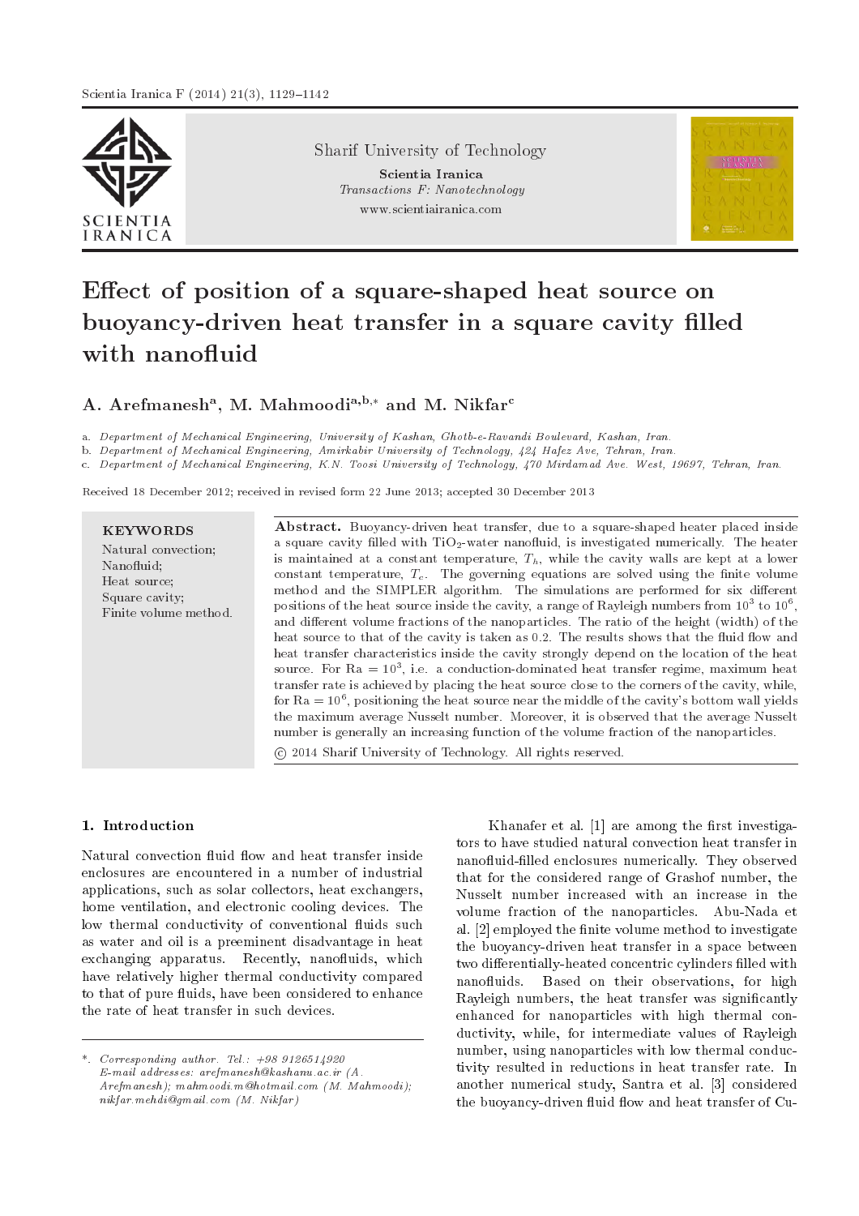Sharif University of Technology

Scientia Iranica

*Transactions F: Nanotechnology*

www.scientiairanica.com

# Effect of position of a square-shaped heat source on buoyancy-driven heat transfer in a square cavity filled with nanofluid

**A. Arefmanesh**[a], **M. Mahmoodi**[a,b,*] **and M. Nikfar**[c]

a. *Department of Mechanical Engineering, University of Kashan, Ghotb-e-Ravandi Boulevard, Kashan, Iran.*

b. *Department of Mechanical Engineering, Amirkabir University of Technology, 424 Hafez Ave, Tehran, Iran.*

c. *Department of Mechanical Engineering, K.N. Toosi University of Technology, 470 Mirdamad Ave. West, 19697, Tehran, Iran.*

Received 18 December 2012; received in revised form 22 June 2013; accepted 30 December 2013

**KEYWORDS**

Natural convection;
Nanofluid;
Heat source;
Square cavity;
Finite volume method.

**Abstract.** Buoyancy-driven heat transfer, due to a square-shaped heater placed inside a square cavity filled with $TiO_2$-water nanofluid, is investigated numerically. The heater is maintained at a constant temperature, $T_h$, while the cavity walls are kept at a lower constant temperature, $T_c$. The governing equations are solved using the finite volume method and the SIMPLER algorithm. The simulations are performed for six different positions of the heat source inside the cavity, a range of Rayleigh numbers from $10^3$ to $10^6$, and different volume fractions of the nanoparticles. The ratio of the height (width) of the heat source to that of the cavity is taken as 0.2. The results shows that the fluid flow and heat transfer characteristics inside the cavity strongly depend on the location of the heat source. For Ra = $10^3$, i.e. a conduction-dominated heat transfer regime, maximum heat transfer rate is achieved by placing the heat source close to the corners of the cavity, while, for Ra = $10^6$, positioning the heat source near the middle of the cavity's bottom wall yields the maximum average Nusselt number. Moreover, it is observed that the average Nusselt number is generally an increasing function of the volume fraction of the nanoparticles.

© 2014 Sharif University of Technology. All rights reserved.

## 1. Introduction

Natural convection fluid flow and heat transfer inside enclosures are encountered in a number of industrial applications, such as solar collectors, heat exchangers, home ventilation, and electronic cooling devices. The low thermal conductivity of conventional fluids such as water and oil is a preeminent disadvantage in heat exchanging apparatus. Recently, nanofluids, which have relatively higher thermal conductivity compared to that of pure fluids, have been considered to enhance the rate of heat transfer in such devices.

Khanafer et al. [1] are among the first investigators to have studied natural convection heat transfer in nanofluid-filled enclosures numerically. They observed that for the considered range of Grashof number, the Nusselt number increased with an increase in the volume fraction of the nanoparticles. Abu-Nada et al. [2] employed the finite volume method to investigate the buoyancy-driven heat transfer in a space between two differentially-heated concentric cylinders filled with nanofluids. Based on their observations, for high Rayleigh numbers, the heat transfer was significantly enhanced for nanoparticles with high thermal conductivity, while, for intermediate values of Rayleigh number, using nanoparticles with low thermal conductivity resulted in reductions in heat transfer rate. In another numerical study, Santra et al. [3] considered the buoyancy-driven fluid flow and heat transfer of Cu-

*. Corresponding author. Tel.: +98 9126514920
E-mail addresses: arefmanesh@kashanu.ac.ir (A. Arefmanesh); mahmoodi.m@hotmail.com (M. Mahmoodi); nikfar.mehdi@gmail.com (M. Nikfar)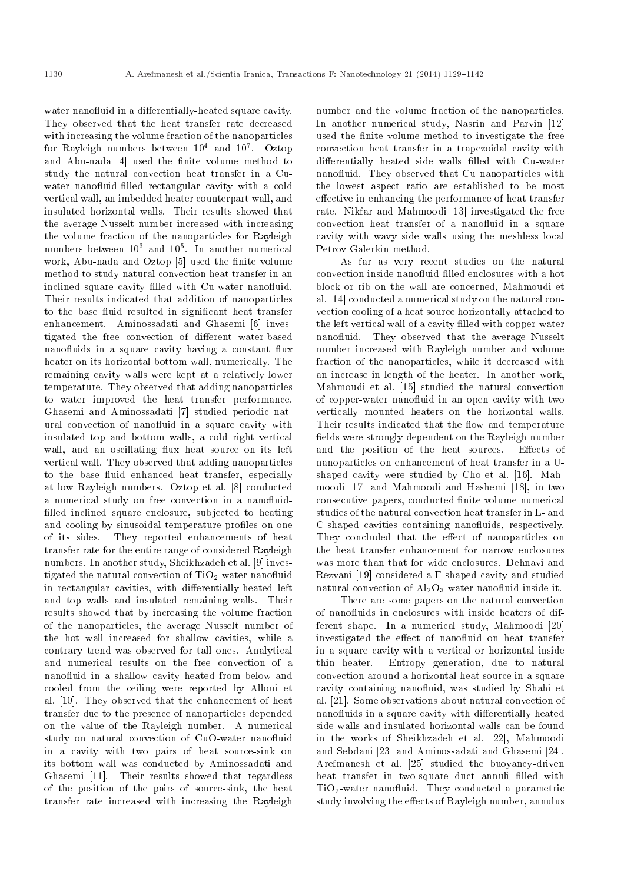water nanofluid in a differentially-heated square cavity. They observed that the heat transfer rate decreased with increasing the volume fraction of the nanoparticles for Rayleigh numbers between $10^4$ and $10^7$. Oztop and Abu-nada [4] used the finite volume method to study the natural convection heat transfer in a Cu-water nanofluid-filled rectangular cavity with a cold vertical wall, an imbedded heater counterpart wall, and insulated horizontal walls. Their results showed that the average Nusselt number increased with increasing the volume fraction of the nanoparticles for Rayleigh numbers between $10^3$ and $10^5$. In another numerical work, Abu-nada and Oztop [5] used the finite volume method to study natural convection heat transfer in an inclined square cavity filled with Cu-water nanofluid. Their results indicated that addition of nanoparticles to the base fluid resulted in significant heat transfer enhancement. Aminossadati and Ghasemi [6] investigated the free convection of different water-based nanofluids in a square cavity having a constant flux heater on its horizontal bottom wall, numerically. The remaining cavity walls were kept at a relatively lower temperature. They observed that adding nanoparticles to water improved the heat transfer performance. Ghasemi and Aminossadati [7] studied periodic natural convection of nanofluid in a square cavity with insulated top and bottom walls, a cold right vertical wall, and an oscillating flux heat source on its left vertical wall. They observed that adding nanoparticles to the base fluid enhanced heat transfer, especially at low Rayleigh numbers. Oztop et al. [8] conducted a numerical study on free convection in a nanofluid-filled inclined square enclosure, subjected to heating and cooling by sinusoidal temperature profiles on one of its sides. They reported enhancements of heat transfer rate for the entire range of considered Rayleigh numbers. In another study, Sheikhzadeh et al. [9] investigated the natural convection of $TiO_2$-water nanofluid in rectangular cavities, with differentially-heated left and top walls and insulated remaining walls. Their results showed that by increasing the volume fraction of the nanoparticles, the average Nusselt number of the hot wall increased for shallow cavities, while a contrary trend was observed for tall ones. Analytical and numerical results on the free convection of a nanofluid in a shallow cavity heated from below and cooled from the ceiling were reported by Alloui et al. [10]. They observed that the enhancement of heat transfer due to the presence of nanoparticles depended on the value of the Rayleigh number. A numerical study on natural convection of CuO-water nanofluid in a cavity with two pairs of heat source-sink on its bottom wall was conducted by Aminossadati and Ghasemi [11]. Their results showed that regardless of the position of the pairs of source-sink, the heat transfer rate increased with increasing the Rayleigh number and the volume fraction of the nanoparticles. In another numerical study, Nasrin and Parvin [12] used the finite volume method to investigate the free convection heat transfer in a trapezoidal cavity with differentially heated side walls filled with Cu-water nanofluid. They observed that Cu nanoparticles with the lowest aspect ratio are established to be most effective in enhancing the performance of heat transfer rate. Nikfar and Mahmoodi [13] investigated the free convection heat transfer of a nanofluid in a square cavity with wavy side walls using the meshless local Petrov-Galerkin method.

As far as very recent studies on the natural convection inside nanofluid-filled enclosures with a hot block or rib on the wall are concerned, Mahmoudi et al. [14] conducted a numerical study on the natural convection cooling of a heat source horizontally attached to the left vertical wall of a cavity filled with copper-water nanofluid. They observed that the average Nusselt number increased with Rayleigh number and volume fraction of the nanoparticles, while it decreased with an increase in length of the heater. In another work, Mahmoudi et al. [15] studied the natural convection of copper-water nanofluid in an open cavity with two vertically mounted heaters on the horizontal walls. Their results indicated that the flow and temperature fields were strongly dependent on the Rayleigh number and the position of the heat sources. Effects of nanoparticles on enhancement of heat transfer in a U-shaped cavity were studied by Cho et al. [16]. Mahmoodi [17] and Mahmoodi and Hashemi [18], in two consecutive papers, conducted finite volume numerical studies of the natural convection heat transfer in L- and C-shaped cavities containing nanofluids, respectively. They concluded that the effect of nanoparticles on the heat transfer enhancement for narrow enclosures was more than that for wide enclosures. Dehnavi and Rezvani [19] considered a $\Gamma$-shaped cavity and studied natural convection of $Al_2O_3$-water nanofluid inside it.

There are some papers on the natural convection of nanofluids in enclosures with inside heaters of different shape. In a numerical study, Mahmoodi [20] investigated the effect of nanofluid on heat transfer in a square cavity with a vertical or horizontal inside thin heater. Entropy generation, due to natural convection around a horizontal heat source in a square cavity containing nanofluid, was studied by Shahi et al. [21]. Some observations about natural convection of nanofluids in a square cavity with differentially heated side walls and insulated horizontal walls can be found in the works of Sheikhzadeh et al. [22], Mahmoodi and Sebdani [23] and Aminossadati and Ghasemi [24]. Arefmanesh et al. [25] studied the buoyancy-driven heat transfer in two-square duct annuli filled with $TiO_2$-water nanofluid. They conducted a parametric study involving the effects of Rayleigh number, annulus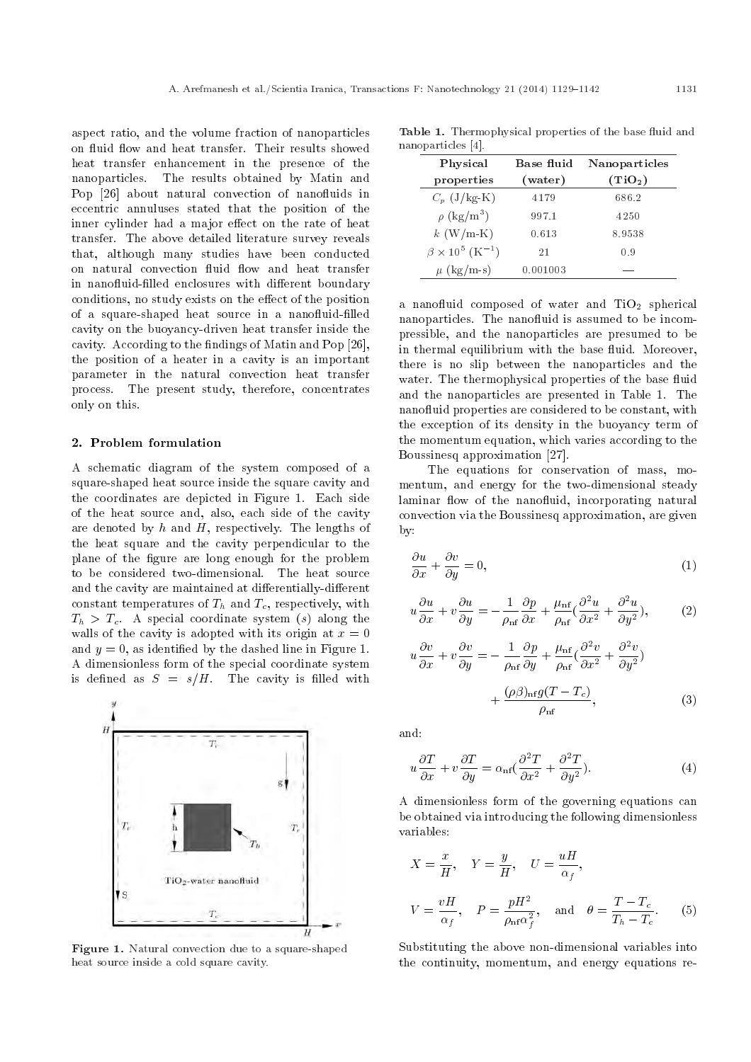aspect ratio, and the volume fraction of nanoparticles on fluid flow and heat transfer. Their results showed heat transfer enhancement in the presence of the nanoparticles. The results obtained by Matin and Pop [26] about natural convection of nanofluids in eccentric annuluses stated that the position of the inner cylinder had a major effect on the rate of heat transfer. The above detailed literature survey reveals that, although many studies have been conducted on natural convection fluid flow and heat transfer in nanofluid-filled enclosures with different boundary conditions, no study exists on the effect of the position of a square-shaped heat source in a nanofluid-filled cavity on the buoyancy-driven heat transfer inside the cavity. According to the findings of Matin and Pop [26], the position of a heater in a cavity is an important parameter in the natural convection heat transfer process. The present study, therefore, concentrates only on this.

## 2. Problem formulation

A schematic diagram of the system composed of a square-shaped heat source inside the square cavity and the coordinates are depicted in Figure 1. Each side of the heat source and, also, each side of the cavity are denoted by $h$ and $H$, respectively. The lengths of the heat square and the cavity perpendicular to the plane of the figure are long enough for the problem to be considered two-dimensional. The heat source and the cavity are maintained at differentially-different constant temperatures of $T_h$ and $T_c$, respectively, with $T_h > T_c$. A special coordinate system ($s$) along the walls of the cavity is adopted with its origin at $x = 0$ and $y = 0$, as identified by the dashed line in Figure 1. A dimensionless form of the special coordinate system is defined as $S = s/H$. The cavity is filled with a nanofluid composed of water and $TiO_2$ spherical nanoparticles. The nanofluid is assumed to be incompressible, and the nanoparticles are presumed to be in thermal equilibrium with the base fluid. Moreover, there is no slip between the nanoparticles and the water. The thermophysical properties of the base fluid and the nanoparticles are presented in Table 1. The nanofluid properties are considered to be constant, with the exception of its density in the buoyancy term of the momentum equation, which varies according to the Boussinesq approximation [27].

Figure 1. Natural convection due to a square-shaped heat source inside a cold square cavity.

**Table 1.** Thermophysical properties of the base fluid and nanoparticles [4].

| Physical properties | Base fluid (water) | Nanoparticles ($TiO_2$) |
|---|---|---|
| $C_p$ (J/kg-K) | 4179 | 686.2 |
| $\rho$ (kg/m$^3$) | 997.1 | 4250 |
| $k$ (W/m-K) | 0.613 | 8.9538 |
| $\beta \times 10^5$ (K$^{-1}$) | 21 | 0.9 |
| $\mu$ (kg/m-s) | 0.001003 | — |

The equations for conservation of mass, momentum, and energy for the two-dimensional steady laminar flow of the nanofluid, incorporating natural convection via the Boussinesq approximation, are given by:

$$\frac{\partial u}{\partial x} + \frac{\partial v}{\partial y} = 0, \tag{1}$$

$$u\frac{\partial u}{\partial x} + v\frac{\partial u}{\partial y} = -\frac{1}{\rho_{\text{nf}}}\frac{\partial p}{\partial x} + \frac{\mu_{\text{nf}}}{\rho_{\text{nf}}}\left(\frac{\partial^2 u}{\partial x^2} + \frac{\partial^2 u}{\partial y^2}\right), \tag{2}$$

$$u\frac{\partial v}{\partial x} + v\frac{\partial v}{\partial y} = -\frac{1}{\rho_{\text{nf}}}\frac{\partial p}{\partial y} + \frac{\mu_{\text{nf}}}{\rho_{\text{nf}}}\left(\frac{\partial^2 v}{\partial x^2} + \frac{\partial^2 v}{\partial y^2}\right) + \frac{(\rho\beta)_{\text{nf}} g (T - T_c)}{\rho_{\text{nf}}}, \tag{3}$$

and:

$$u\frac{\partial T}{\partial x} + v\frac{\partial T}{\partial y} = \alpha_{\text{nf}}\left(\frac{\partial^2 T}{\partial x^2} + \frac{\partial^2 T}{\partial y^2}\right). \tag{4}$$

A dimensionless form of the governing equations can be obtained via introducing the following dimensionless variables:

$$X = \frac{x}{H}, \quad Y = \frac{y}{H}, \quad U = \frac{uH}{\alpha_f},$$

$$V = \frac{vH}{\alpha_f}, \quad P = \frac{pH^2}{\rho_{\text{nf}}\alpha_f^2}, \quad \text{and} \quad \theta = \frac{T - T_c}{T_h - T_c}. \tag{5}$$

Substituting the above non-dimensional variables into the continuity, momentum, and energy equations re-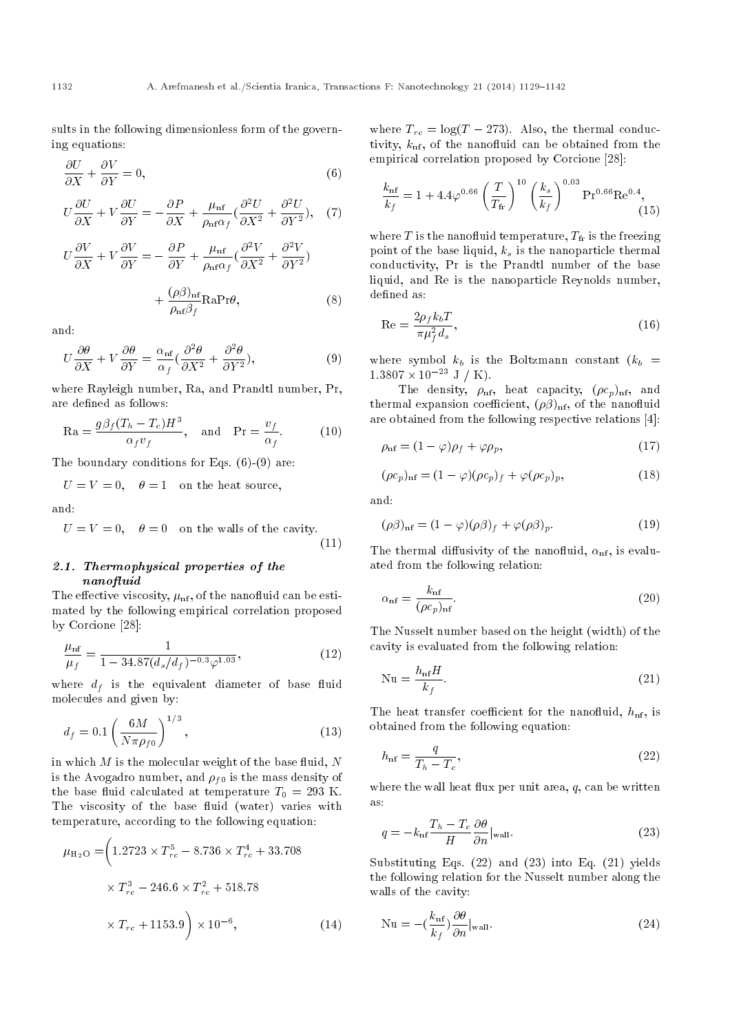sults in the following dimensionless form of the governing equations:

$$\frac{\partial U}{\partial X}+\frac{\partial V}{\partial Y}=0, \tag{6}$$

$$U\frac{\partial U}{\partial X}+V\frac{\partial U}{\partial Y}=-\frac{\partial P}{\partial X}+\frac{\mu_{\text{nf}}}{\rho_{\text{nf}}\alpha_f}\left(\frac{\partial^2 U}{\partial X^2}+\frac{\partial^2 U}{\partial Y^2}\right), \tag{7}$$

$$U\frac{\partial V}{\partial X}+V\frac{\partial V}{\partial Y}=-\frac{\partial P}{\partial Y}+\frac{\mu_{\text{nf}}}{\rho_{\text{nf}}\alpha_f}\left(\frac{\partial^2 V}{\partial X^2}+\frac{\partial^2 V}{\partial Y^2}\right)+\frac{(\rho\beta)_{\text{nf}}}{\rho_{\text{nf}}\beta_f}\text{RaPr}\theta, \tag{8}$$

and:

$$U\frac{\partial \theta}{\partial X}+V\frac{\partial \theta}{\partial Y}=\frac{\alpha_{\text{nf}}}{\alpha_f}\left(\frac{\partial^2 \theta}{\partial X^2}+\frac{\partial^2 \theta}{\partial Y^2}\right), \tag{9}$$

where Rayleigh number, Ra, and Prandtl number, Pr, are defined as follows:

$$\text{Ra}=\frac{g\beta_f(T_h-T_c)H^3}{\alpha_f v_f}, \quad \text{and} \quad \text{Pr}=\frac{v_f}{\alpha_f}. \tag{10}$$

The boundary conditions for Eqs. (6)-(9) are:

$U=V=0, \quad \theta=1$ on the heat source,

and:

$$U=V=0, \quad \theta=0 \quad \text{on the walls of the cavity.} \tag{11}$$

### 2.1. Thermophysical properties of the nanofluid

The effective viscosity, $\mu_{\text{nf}}$, of the nanofluid can be estimated by the following empirical correlation proposed by Corcione [28]:

$$\frac{\mu_{\text{nf}}}{\mu_f}=\frac{1}{1-34.87(d_s/d_f)^{-0.3}\varphi^{1.03}}, \tag{12}$$

where $d_f$ is the equivalent diameter of base fluid molecules and given by:

$$d_f=0.1\left(\frac{6M}{N\pi\rho_{f0}}\right)^{1/3}, \tag{13}$$

in which $M$ is the molecular weight of the base fluid, $N$ is the Avogadro number, and $\rho_{f0}$ is the mass density of the base fluid calculated at temperature $T_0=293$ K. The viscosity of the base fluid (water) varies with temperature, according to the following equation:

$$\mu_{H_2O}=\Big(1.2723\times T_{rc}^5-8.736\times T_{rc}^4+33.708\times T_{rc}^3-246.6\times T_{rc}^2+518.78\times T_{rc}+1153.9\Big)\times 10^{-6}, \tag{14}$$

where $T_{rc}=\log(T-273)$. Also, the thermal conductivity, $k_{\text{nf}}$, of the nanofluid can be obtained from the empirical correlation proposed by Corcione [28]:

$$\frac{k_{\text{nf}}}{k_f}=1+4.4\varphi^{0.66}\left(\frac{T}{T_{\text{fr}}}\right)^{10}\left(\frac{k_s}{k_f}\right)^{0.03}\text{Pr}^{0.66}\text{Re}^{0.4}, \tag{15}$$

where $T$ is the nanofluid temperature, $T_{\text{fr}}$ is the freezing point of the base liquid, $k_s$ is the nanoparticle thermal conductivity, Pr is the Prandtl number of the base liquid, and Re is the nanoparticle Reynolds number, defined as:

$$\text{Re}=\frac{2\rho_f k_b T}{\pi\mu_f^2 d_s}, \tag{16}$$

where symbol $k_b$ is the Boltzmann constant ($k_b=1.3807\times 10^{-23}$ J / K).

The density, $\rho_{\text{nf}}$, heat capacity, $(\rho c_p)_{\text{nf}}$, and thermal expansion coefficient, $(\rho\beta)_{\text{nf}}$, of the nanofluid are obtained from the following respective relations [4]:

$$\rho_{\text{nf}}=(1-\varphi)\rho_f+\varphi\rho_p, \tag{17}$$

$$(\rho c_p)_{\text{nf}}=(1-\varphi)(\rho c_p)_f+\varphi(\rho c_p)_p, \tag{18}$$

and:

$$(\rho\beta)_{\text{nf}}=(1-\varphi)(\rho\beta)_f+\varphi(\rho\beta)_p. \tag{19}$$

The thermal diffusivity of the nanofluid, $\alpha_{\text{nf}}$, is evaluated from the following relation:

$$\alpha_{\text{nf}}=\frac{k_{\text{nf}}}{(\rho c_p)_{\text{nf}}}. \tag{20}$$

The Nusselt number based on the height (width) of the cavity is evaluated from the following relation:

$$\text{Nu}=\frac{h_{\text{nf}}H}{k_f}. \tag{21}$$

The heat transfer coefficient for the nanofluid, $h_{\text{nf}}$, is obtained from the following equation:

$$h_{\text{nf}}=\frac{q}{T_h-T_c}, \tag{22}$$

where the wall heat flux per unit area, $q$, can be written as:

$$q=-k_{\text{nf}}\frac{T_h-T_c}{H}\frac{\partial\theta}{\partial n}\Big|_{\text{wall}}. \tag{23}$$

Substituting Eqs. (22) and (23) into Eq. (21) yields the following relation for the Nusselt number along the walls of the cavity:

$$\text{Nu}=-\left(\frac{k_{\text{nf}}}{k_f}\right)\frac{\partial\theta}{\partial n}\Big|_{\text{wall}}. \tag{24}$$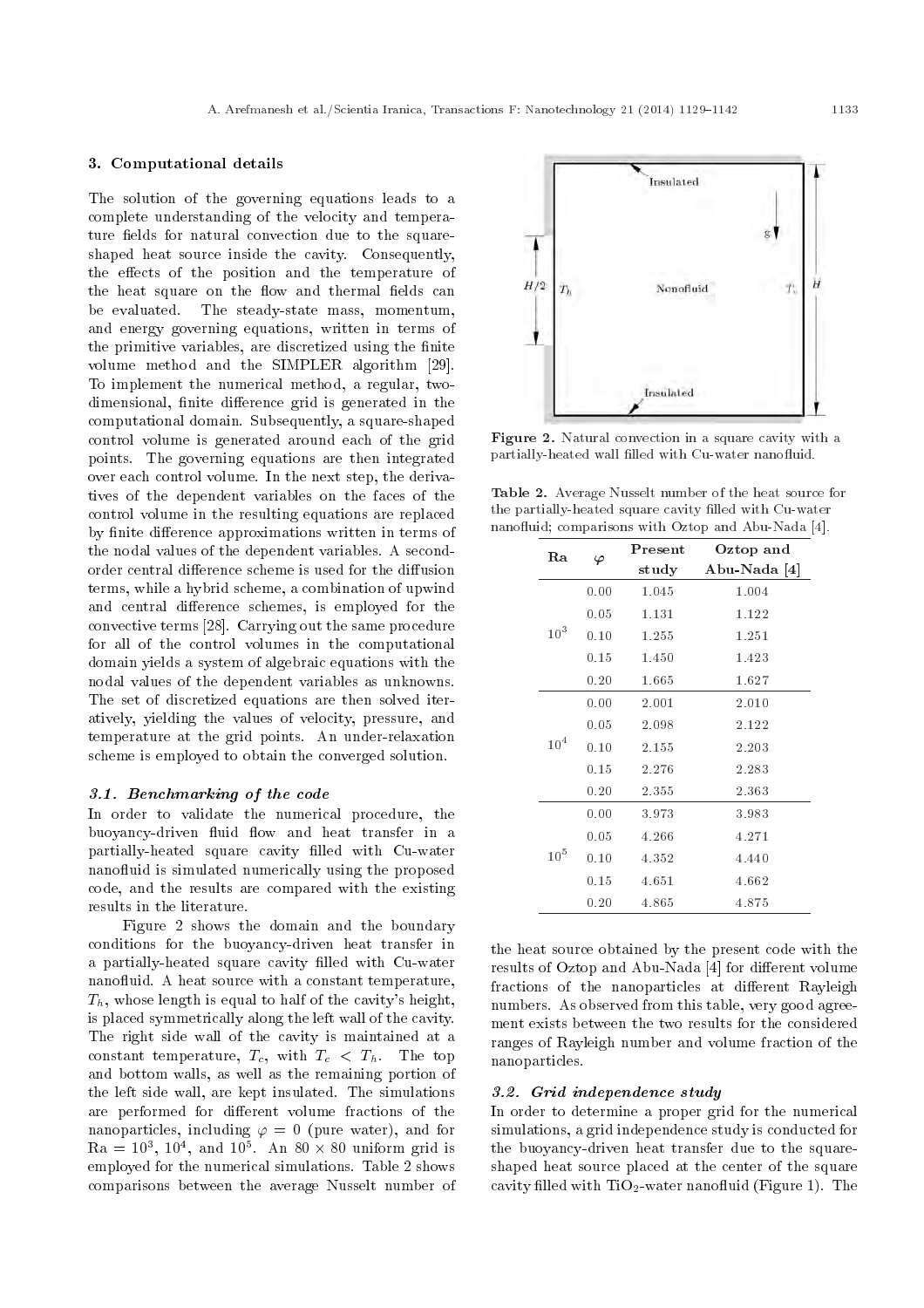## 3. Computational details

The solution of the governing equations leads to a complete understanding of the velocity and temperature fields for natural convection due to the square-shaped heat source inside the cavity. Consequently, the effects of the position and the temperature of the heat square on the flow and thermal fields can be evaluated. The steady-state mass, momentum, and energy governing equations, written in terms of the primitive variables, are discretized using the finite volume method and the SIMPLER algorithm [29]. To implement the numerical method, a regular, two-dimensional, finite difference grid is generated in the computational domain. Subsequently, a square-shaped control volume is generated around each of the grid points. The governing equations are then integrated over each control volume. In the next step, the derivatives of the dependent variables on the faces of the control volume in the resulting equations are replaced by finite difference approximations written in terms of the nodal values of the dependent variables. A second-order central difference scheme is used for the diffusion terms, while a hybrid scheme, a combination of upwind and central difference schemes, is employed for the convective terms [28]. Carrying out the same procedure for all of the control volumes in the computational domain yields a system of algebraic equations with the nodal values of the dependent variables as unknowns. The set of discretized equations are then solved iteratively, yielding the values of velocity, pressure, and temperature at the grid points. An under-relaxation scheme is employed to obtain the converged solution.

### 3.1. Benchmarking of the code

In order to validate the numerical procedure, the buoyancy-driven fluid flow and heat transfer in a partially-heated square cavity filled with Cu-water nanofluid is simulated numerically using the proposed code, and the results are compared with the existing results in the literature.

Figure 2 shows the domain and the boundary conditions for the buoyancy-driven heat transfer in a partially-heated square cavity filled with Cu-water nanofluid. A heat source with a constant temperature, $T_h$, whose length is equal to half of the cavity's height, is placed symmetrically along the left wall of the cavity. The right side wall of the cavity is maintained at a constant temperature, $T_c$, with $T_c < T_h$. The top and bottom walls, as well as the remaining portion of the left side wall, are kept insulated. The simulations are performed for different volume fractions of the nanoparticles, including $\varphi = 0$ (pure water), and for $\mathrm{Ra} = 10^3$, $10^4$, and $10^5$. An $80 \times 80$ uniform grid is employed for the numerical simulations. Table 2 shows comparisons between the average Nusselt number of the heat source obtained by the present code with the results of Oztop and Abu-Nada [4] for different volume fractions of the nanoparticles at different Rayleigh numbers. As observed from this table, very good agreement exists between the two results for the considered ranges of Rayleigh number and volume fraction of the nanoparticles.

**Figure 2.** Natural convection in a square cavity with a partially-heated wall filled with Cu-water nanofluid.

**Table 2.** Average Nusselt number of the heat source for the partially-heated square cavity filled with Cu-water nanofluid; comparisons with Oztop and Abu-Nada [4].

| Ra | $\varphi$ | Present study | Oztop and Abu-Nada [4] |
|---|---|---|---|
| $10^3$ | 0.00 | 1.045 | 1.004 |
| | 0.05 | 1.131 | 1.122 |
| | 0.10 | 1.255 | 1.251 |
| | 0.15 | 1.450 | 1.423 |
| | 0.20 | 1.665 | 1.627 |
| $10^4$ | 0.00 | 2.001 | 2.010 |
| | 0.05 | 2.098 | 2.122 |
| | 0.10 | 2.155 | 2.203 |
| | 0.15 | 2.276 | 2.283 |
| | 0.20 | 2.355 | 2.363 |
| $10^5$ | 0.00 | 3.973 | 3.983 |
| | 0.05 | 4.266 | 4.271 |
| | 0.10 | 4.352 | 4.440 |
| | 0.15 | 4.651 | 4.662 |
| | 0.20 | 4.865 | 4.875 |

### 3.2. Grid independence study

In order to determine a proper grid for the numerical simulations, a grid independence study is conducted for the buoyancy-driven heat transfer due to the square-shaped heat source placed at the center of the square cavity filled with $TiO_2$-water nanofluid (Figure 1). The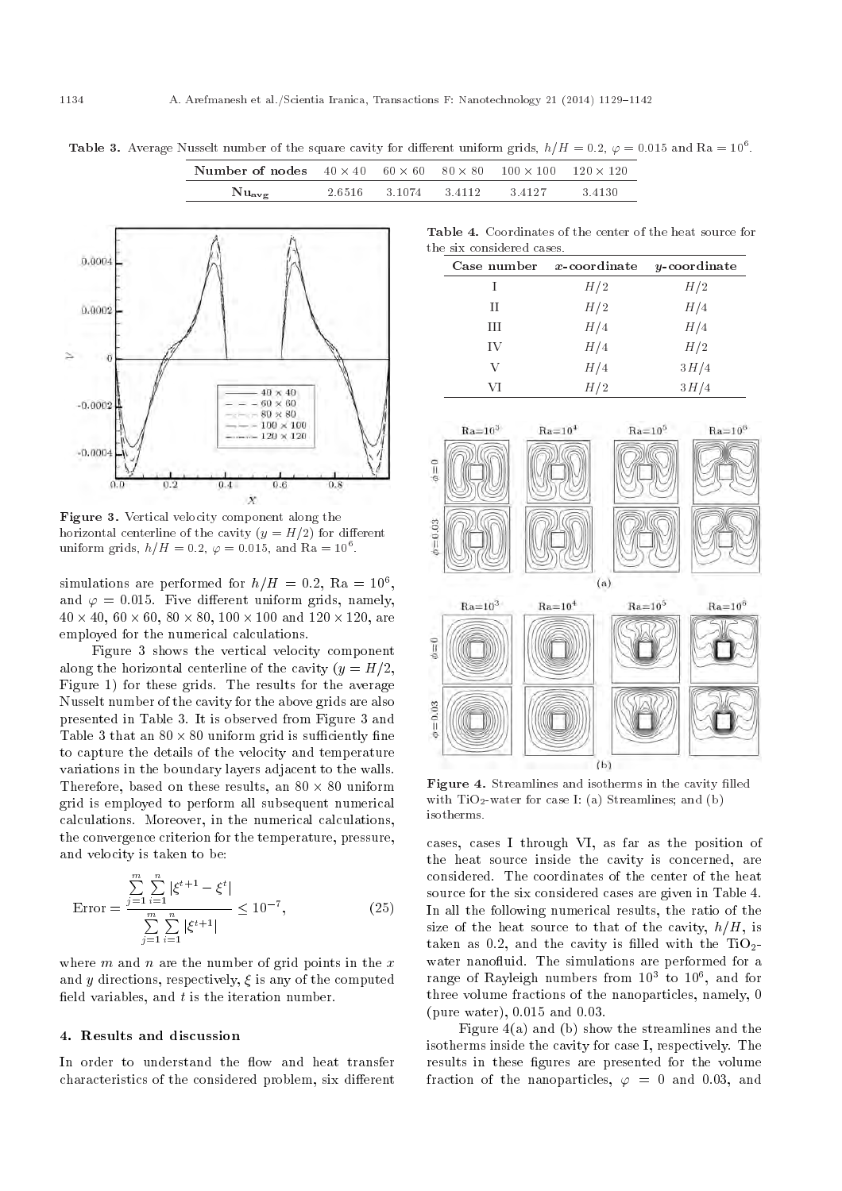**Table 3.** Average Nusselt number of the square cavity for different uniform grids, $h/H = 0.2$, $\varphi = 0.015$ and $\mathrm{Ra} = 10^6$.

| Number of nodes | $40 \times 40$ | $60 \times 60$ | $80 \times 80$ | $100 \times 100$ | $120 \times 120$ |
|---|---|---|---|---|---|
| $\mathrm{Nu_{avg}}$ | 2.6516 | 3.1074 | 3.4112 | 3.4127 | 3.4130 |

**Figure 3.** Vertical velocity component along the horizontal centerline of the cavity ($y = H/2$) for different uniform grids, $h/H = 0.2$, $\varphi = 0.015$, and $\mathrm{Ra} = 10^6$.

simulations are performed for $h/H = 0.2$, $\mathrm{Ra} = 10^6$, and $\varphi = 0.015$. Five different uniform grids, namely, $40 \times 40$, $60 \times 60$, $80 \times 80$, $100 \times 100$ and $120 \times 120$, are employed for the numerical calculations.

Figure 3 shows the vertical velocity component along the horizontal centerline of the cavity ($y = H/2$, Figure 1) for these grids. The results for the average Nusselt number of the cavity for the above grids are also presented in Table 3. It is observed from Figure 3 and Table 3 that an $80 \times 80$ uniform grid is sufficiently fine to capture the details of the velocity and temperature variations in the boundary layers adjacent to the walls. Therefore, based on these results, an $80 \times 80$ uniform grid is employed to perform all subsequent numerical calculations. Moreover, in the numerical calculations, the convergence criterion for the temperature, pressure, and velocity is taken to be:

$$\mathrm{Error} = \frac{\sum_{j=1}^{m}\sum_{i=1}^{n} |\xi^{t+1} - \xi^{t}|}{\sum_{j=1}^{m}\sum_{i=1}^{n} |\xi^{t+1}|} \leq 10^{-7}, \tag{25}$$

where $m$ and $n$ are the number of grid points in the $x$ and $y$ directions, respectively, $\xi$ is any of the computed field variables, and $t$ is the iteration number.

## 4. Results and discussion

In order to understand the flow and heat transfer characteristics of the considered problem, six different cases, cases I through VI, as far as the position of the heat source inside the cavity is concerned, are considered. The coordinates of the center of the heat source for the six considered cases are given in Table 4. In all the following numerical results, the ratio of the size of the heat source to that of the cavity, $h/H$, is taken as 0.2, and the cavity is filled with the $TiO_2$-water nanofluid. The simulations are performed for a range of Rayleigh numbers from $10^3$ to $10^6$, and for three volume fractions of the nanoparticles, namely, 0 (pure water), 0.015 and 0.03.

**Table 4.** Coordinates of the center of the heat source for the six considered cases.

| Case number | $x$-coordinate | $y$-coordinate |
|---|---|---|
| I | $H/2$ | $H/2$ |
| II | $H/2$ | $H/4$ |
| III | $H/4$ | $H/4$ |
| IV | $H/4$ | $H/2$ |
| V | $H/4$ | $3H/4$ |
| VI | $H/2$ | $3H/4$ |

**Figure 4.** Streamlines and isotherms in the cavity filled with $TiO_2$-water for case I: (a) Streamlines; and (b) isotherms.

Figure 4(a) and (b) show the streamlines and the isotherms inside the cavity for case I, respectively. The results in these figures are presented for the volume fraction of the nanoparticles, $\varphi = 0$ and 0.03, and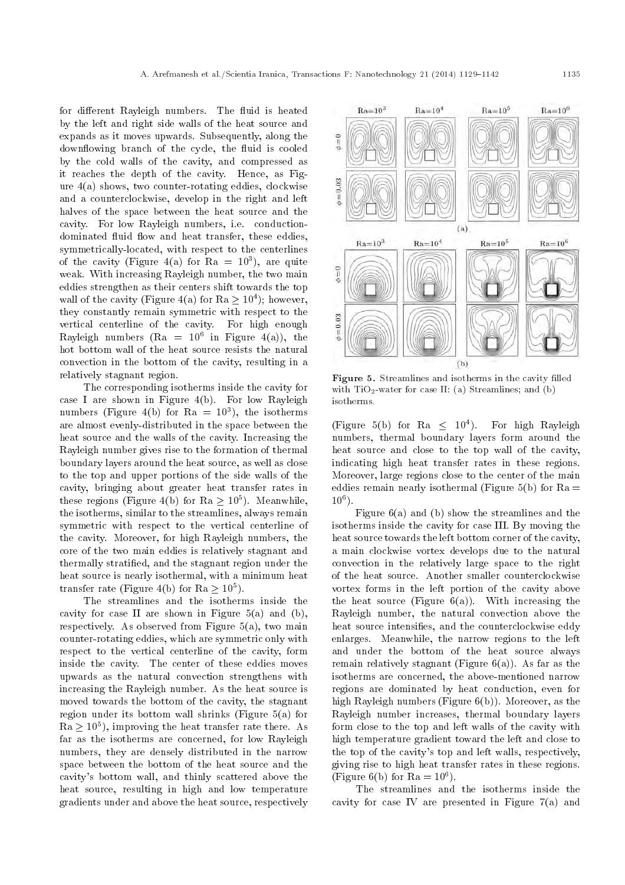for different Rayleigh numbers. The fluid is heated by the left and right side walls of the heat source and expands as it moves upwards. Subsequently, along the downflowing branch of the cycle, the fluid is cooled by the cold walls of the cavity, and compressed as it reaches the depth of the cavity. Hence, as Figure 4(a) shows, two counter-rotating eddies, clockwise and a counterclockwise, develop in the right and left halves of the space between the heat source and the cavity. For low Rayleigh numbers, i.e. conduction-dominated fluid flow and heat transfer, these eddies, symmetrically-located, with respect to the centerlines of the cavity (Figure 4(a) for Ra $= 10^3$), are quite weak. With increasing Rayleigh number, the two main eddies strengthen as their centers shift towards the top wall of the cavity (Figure 4(a) for Ra $\geq 10^4$); however, they constantly remain symmetric with respect to the vertical centerline of the cavity. For high enough Rayleigh numbers (Ra $= 10^6$ in Figure 4(a)), the hot bottom wall of the heat source resists the natural convection in the bottom of the cavity, resulting in a relatively stagnant region.

The corresponding isotherms inside the cavity for case I are shown in Figure 4(b). For low Rayleigh numbers (Figure 4(b) for Ra $= 10^3$), the isotherms are almost evenly-distributed in the space between the heat source and the walls of the cavity. Increasing the Rayleigh number gives rise to the formation of thermal boundary layers around the heat source, as well as close to the top and upper portions of the side walls of the cavity, bringing about greater heat transfer rates in these regions (Figure 4(b) for Ra $\geq 10^5$). Meanwhile, the isotherms, similar to the streamlines, always remain symmetric with respect to the vertical centerline of the cavity. Moreover, for high Rayleigh numbers, the core of the two main eddies is relatively stagnant and thermally stratified, and the stagnant region under the heat source is nearly isothermal, with a minimum heat transfer rate (Figure 4(b) for Ra $\geq 10^5$).

The streamlines and the isotherms inside the cavity for case II are shown in Figure 5(a) and (b), respectively. As observed from Figure 5(a), two main counter-rotating eddies, which are symmetric only with respect to the vertical centerline of the cavity, form inside the cavity. The center of these eddies moves upwards as the natural convection strengthens with increasing the Rayleigh number. As the heat source is moved towards the bottom of the cavity, the stagnant region under its bottom wall shrinks (Figure 5(a) for Ra $\geq 10^5$), improving the heat transfer rate there. As far as the isotherms are concerned, for low Rayleigh numbers, they are densely distributed in the narrow space between the bottom of the heat source and the cavity's bottom wall, and thinly scattered above the heat source, resulting in high and low temperature gradients under and above the heat source, respectively (Figure 5(b) for Ra $\leq 10^4$). For high Rayleigh numbers, thermal boundary layers form around the heat source and close to the top wall of the cavity, indicating high heat transfer rates in these regions. Moreover, large regions close to the center of the main eddies remain nearly isothermal (Figure 5(b) for Ra $= 10^6$).

Figure 5. Streamlines and isotherms in the cavity filled with $TiO_2$-water for case II: (a) Streamlines; and (b) isotherms.

Figure 6(a) and (b) show the streamlines and the isotherms inside the cavity for case III. By moving the heat source towards the left bottom corner of the cavity, a main clockwise vortex develops due to the natural convection in the relatively large space to the right of the heat source. Another smaller counterclockwise vortex forms in the left portion of the cavity above the heat source (Figure 6(a)). With increasing the Rayleigh number, the natural convection above the heat source intensifies, and the counterclockwise eddy enlarges. Meanwhile, the narrow regions to the left and under the bottom of the heat source always remain relatively stagnant (Figure 6(a)). As far as the isotherms are concerned, the above-mentioned narrow regions are dominated by heat conduction, even for high Rayleigh numbers (Figure 6(b)). Moreover, as the Rayleigh number increases, thermal boundary layers form close to the top and left walls of the cavity with high temperature gradient toward the left and close to the top of the cavity's top and left walls, respectively, giving rise to high heat transfer rates in these regions. (Figure 6(b) for Ra $= 10^6$).

The streamlines and the isotherms inside the cavity for case IV are presented in Figure 7(a) and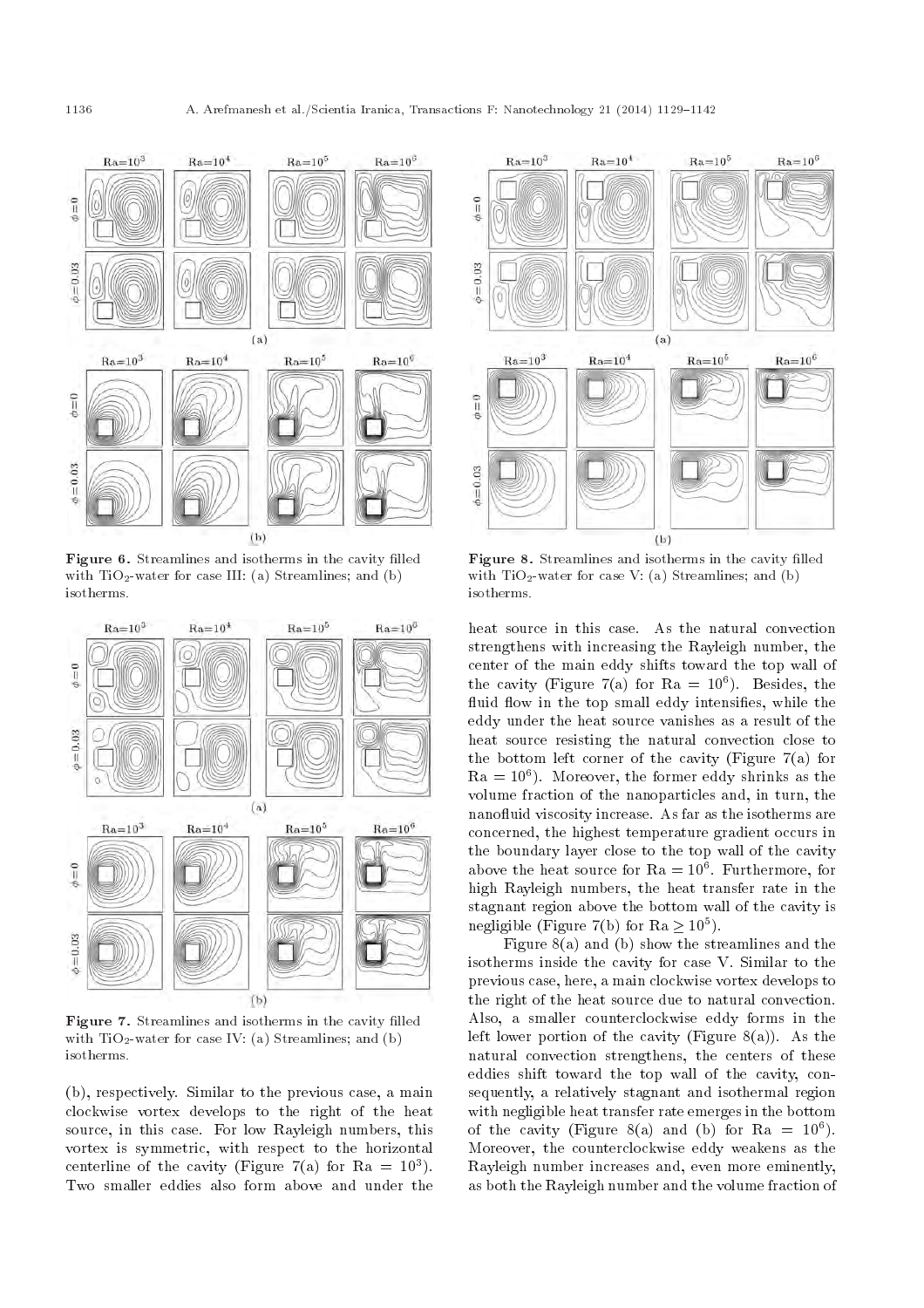Figure 6. Streamlines and isotherms in the cavity filled with $TiO_2$-water for case III: (a) Streamlines; and (b) isotherms.

Figure 7. Streamlines and isotherms in the cavity filled with $TiO_2$-water for case IV: (a) Streamlines; and (b) isotherms.

(b), respectively. Similar to the previous case, a main clockwise vortex develops to the right of the heat source, in this case. For low Rayleigh numbers, this vortex is symmetric, with respect to the horizontal centerline of the cavity (Figure 7(a) for $\mathrm{Ra} = 10^3$). Two smaller eddies also form above and under the heat source in this case. As the natural convection strengthens with increasing the Rayleigh number, the center of the main eddy shifts toward the top wall of the cavity (Figure 7(a) for $\mathrm{Ra} = 10^6$). Besides, the fluid flow in the top small eddy intensifies, while the eddy under the heat source vanishes as a result of the heat source resisting the natural convection close to the bottom left corner of the cavity (Figure 7(a) for $\mathrm{Ra} = 10^6$). Moreover, the former eddy shrinks as the volume fraction of the nanoparticles and, in turn, the nanofluid viscosity increase. As far as the isotherms are concerned, the highest temperature gradient occurs in the boundary layer close to the top wall of the cavity above the heat source for $\mathrm{Ra} = 10^6$. Furthermore, for high Rayleigh numbers, the heat transfer rate in the stagnant region above the bottom wall of the cavity is negligible (Figure 7(b) for $\mathrm{Ra} \geq 10^5$).

Figure 8. Streamlines and isotherms in the cavity filled with $TiO_2$-water for case V: (a) Streamlines; and (b) isotherms.

Figure 8(a) and (b) show the streamlines and the isotherms inside the cavity for case V. Similar to the previous case, here, a main clockwise vortex develops to the right of the heat source due to natural convection. Also, a smaller counterclockwise eddy forms in the left lower portion of the cavity (Figure 8(a)). As the natural convection strengthens, the centers of these eddies shift toward the top wall of the cavity, consequently, a relatively stagnant and isothermal region with negligible heat transfer rate emerges in the bottom of the cavity (Figure 8(a) and (b) for $\mathrm{Ra} = 10^6$). Moreover, the counterclockwise eddy weakens as the Rayleigh number increases and, even more eminently, as both the Rayleigh number and the volume fraction of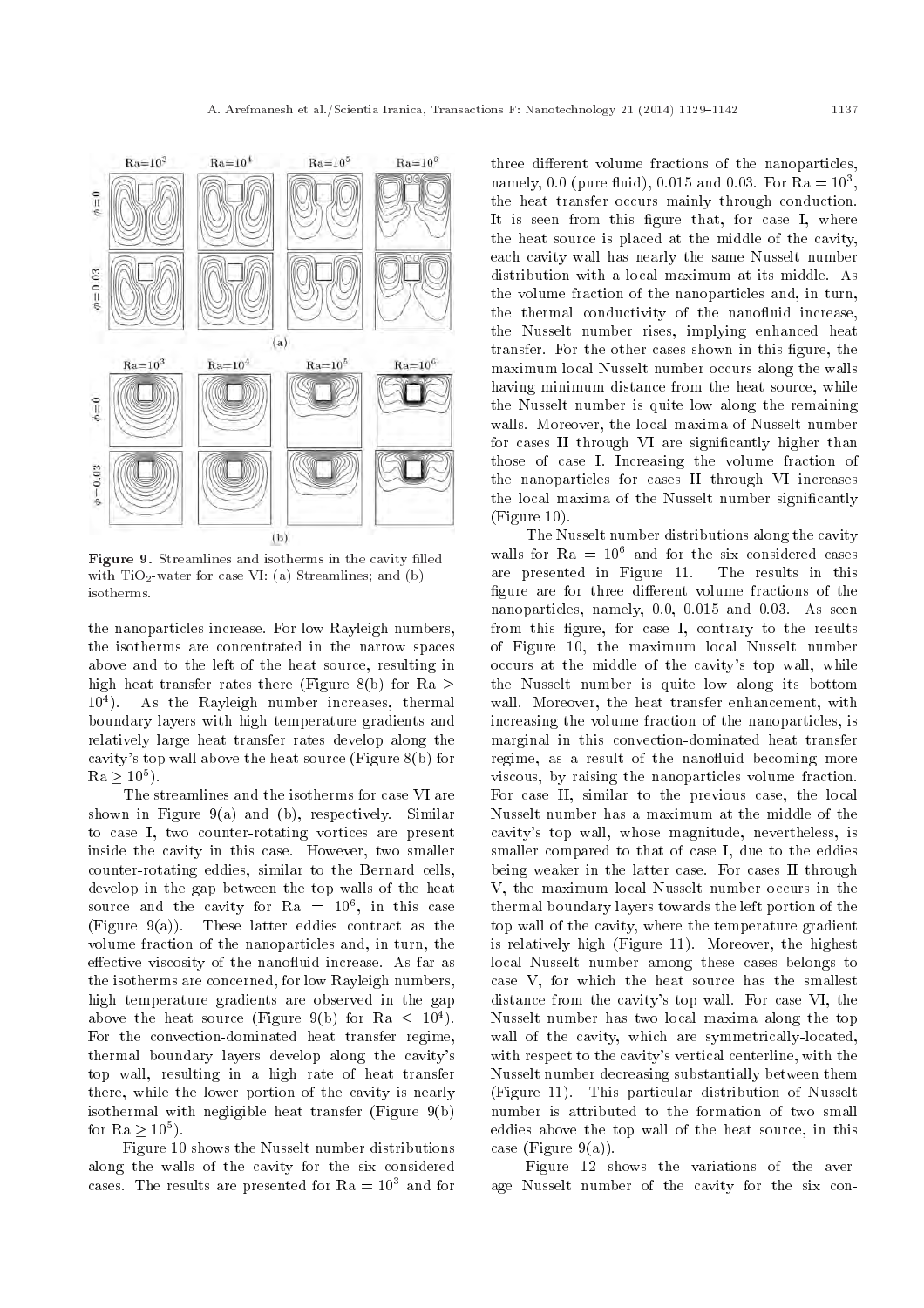Figure 9. Streamlines and isotherms in the cavity filled with $TiO_2$-water for case VI: (a) Streamlines; and (b) isotherms.

the nanoparticles increase. For low Rayleigh numbers, the isotherms are concentrated in the narrow spaces above and to the left of the heat source, resulting in high heat transfer rates there (Figure 8(b) for $\mathrm{Ra} \geq 10^4$). As the Rayleigh number increases, thermal boundary layers with high temperature gradients and relatively large heat transfer rates develop along the cavity's top wall above the heat source (Figure 8(b) for $\mathrm{Ra} \geq 10^5$).

The streamlines and the isotherms for case VI are shown in Figure 9(a) and (b), respectively. Similar to case I, two counter-rotating vortices are present inside the cavity in this case. However, two smaller counter-rotating eddies, similar to the Bernard cells, develop in the gap between the top walls of the heat source and the cavity for $\mathrm{Ra} = 10^6$, in this case (Figure 9(a)). These latter eddies contract as the volume fraction of the nanoparticles and, in turn, the effective viscosity of the nanofluid increase. As far as the isotherms are concerned, for low Rayleigh numbers, high temperature gradients are observed in the gap above the heat source (Figure 9(b) for $\mathrm{Ra} \leq 10^4$). For the convection-dominated heat transfer regime, thermal boundary layers develop along the cavity's top wall, resulting in a high rate of heat transfer there, while the lower portion of the cavity is nearly isothermal with negligible heat transfer (Figure 9(b) for $\mathrm{Ra} \geq 10^5$).

Figure 10 shows the Nusselt number distributions along the walls of the cavity for the six considered cases. The results are presented for $\mathrm{Ra} = 10^3$ and for three different volume fractions of the nanoparticles, namely, 0.0 (pure fluid), 0.015 and 0.03. For $\mathrm{Ra} = 10^3$, the heat transfer occurs mainly through conduction. It is seen from this figure that, for case I, where the heat source is placed at the middle of the cavity, each cavity wall has nearly the same Nusselt number distribution with a local maximum at its middle. As the volume fraction of the nanoparticles and, in turn, the thermal conductivity of the nanofluid increase, the Nusselt number rises, implying enhanced heat transfer. For the other cases shown in this figure, the maximum local Nusselt number occurs along the walls having minimum distance from the heat source, while the Nusselt number is quite low along the remaining walls. Moreover, the local maxima of Nusselt number for cases II through VI are significantly higher than those of case I. Increasing the volume fraction of the nanoparticles for cases II through VI increases the local maxima of the Nusselt number significantly (Figure 10).

The Nusselt number distributions along the cavity walls for $\mathrm{Ra} = 10^6$ and for the six considered cases are presented in Figure 11. The results in this figure are for three different volume fractions of the nanoparticles, namely, 0.0, 0.015 and 0.03. As seen from this figure, for case I, contrary to the results of Figure 10, the maximum local Nusselt number occurs at the middle of the cavity's top wall, while the Nusselt number is quite low along its bottom wall. Moreover, the heat transfer enhancement, with increasing the volume fraction of the nanoparticles, is marginal in this convection-dominated heat transfer regime, as a result of the nanofluid becoming more viscous, by raising the nanoparticles volume fraction. For case II, similar to the previous case, the local Nusselt number has a maximum at the middle of the cavity's top wall, whose magnitude, nevertheless, is smaller compared to that of case I, due to the eddies being weaker in the latter case. For cases II through V, the maximum local Nusselt number occurs in the thermal boundary layers towards the left portion of the top wall of the cavity, where the temperature gradient is relatively high (Figure 11). Moreover, the highest local Nusselt number among these cases belongs to case V, for which the heat source has the smallest distance from the cavity's top wall. For case VI, the Nusselt number has two local maxima along the top wall of the cavity, which are symmetrically-located, with respect to the cavity's vertical centerline, with the Nusselt number decreasing substantially between them (Figure 11). This particular distribution of Nusselt number is attributed to the formation of two small eddies above the top wall of the heat source, in this case (Figure 9(a)).

Figure 12 shows the variations of the average Nusselt number of the cavity for the six con-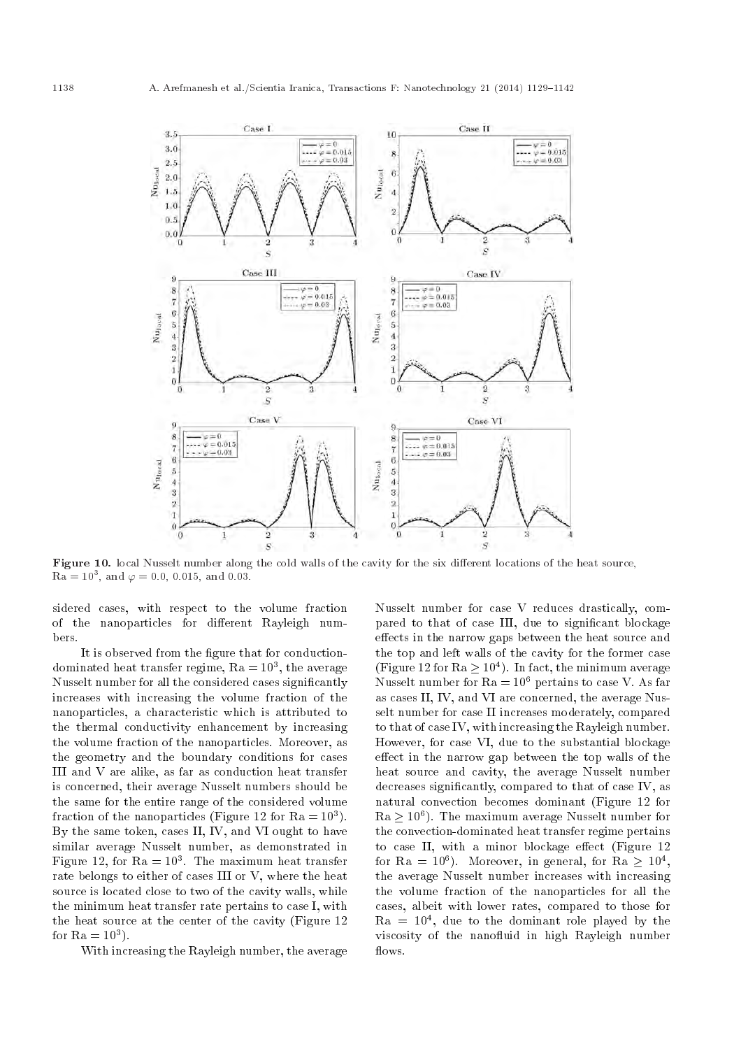**Figure 10.** local Nusselt number along the cold walls of the cavity for the six different locations of the heat source, $\mathrm{Ra} = 10^3$, and $\varphi = 0.0$, 0.015, and 0.03.

sidered cases, with respect to the volume fraction of the nanoparticles for different Rayleigh numbers.

It is observed from the figure that for conduction-dominated heat transfer regime, $\mathrm{Ra} = 10^3$, the average Nusselt number for all the considered cases significantly increases with increasing the volume fraction of the nanoparticles, a characteristic which is attributed to the thermal conductivity enhancement by increasing the volume fraction of the nanoparticles. Moreover, as the geometry and the boundary conditions for cases III and V are alike, as far as conduction heat transfer is concerned, their average Nusselt numbers should be the same for the entire range of the considered volume fraction of the nanoparticles (Figure 12 for $\mathrm{Ra} = 10^3$). By the same token, cases II, IV, and VI ought to have similar average Nusselt number, as demonstrated in Figure 12, for $\mathrm{Ra} = 10^3$. The maximum heat transfer rate belongs to either of cases III or V, where the heat source is located close to two of the cavity walls, while the minimum heat transfer rate pertains to case I, with the heat source at the center of the cavity (Figure 12 for $\mathrm{Ra} = 10^3$).

With increasing the Rayleigh number, the average Nusselt number for case V reduces drastically, compared to that of case III, due to significant blockage effects in the narrow gaps between the heat source and the top and left walls of the cavity for the former case (Figure 12 for $\mathrm{Ra} \geq 10^4$). In fact, the minimum average Nusselt number for $\mathrm{Ra} = 10^6$ pertains to case V. As far as cases II, IV, and VI are concerned, the average Nusselt number for case II increases moderately, compared to that of case IV, with increasing the Rayleigh number. However, for case VI, due to the substantial blockage effect in the narrow gap between the top walls of the heat source and cavity, the average Nusselt number decreases significantly, compared to that of case IV, as natural convection becomes dominant (Figure 12 for $\mathrm{Ra} \geq 10^6$). The maximum average Nusselt number for the convection-dominated heat transfer regime pertains to case II, with a minor blockage effect (Figure 12 for $\mathrm{Ra} = 10^6$). Moreover, in general, for $\mathrm{Ra} \geq 10^4$, the average Nusselt number increases with increasing the volume fraction of the nanoparticles for all the cases, albeit with lower rates, compared to those for $\mathrm{Ra} = 10^4$, due to the dominant role played by the viscosity of the nanofluid in high Rayleigh number flows.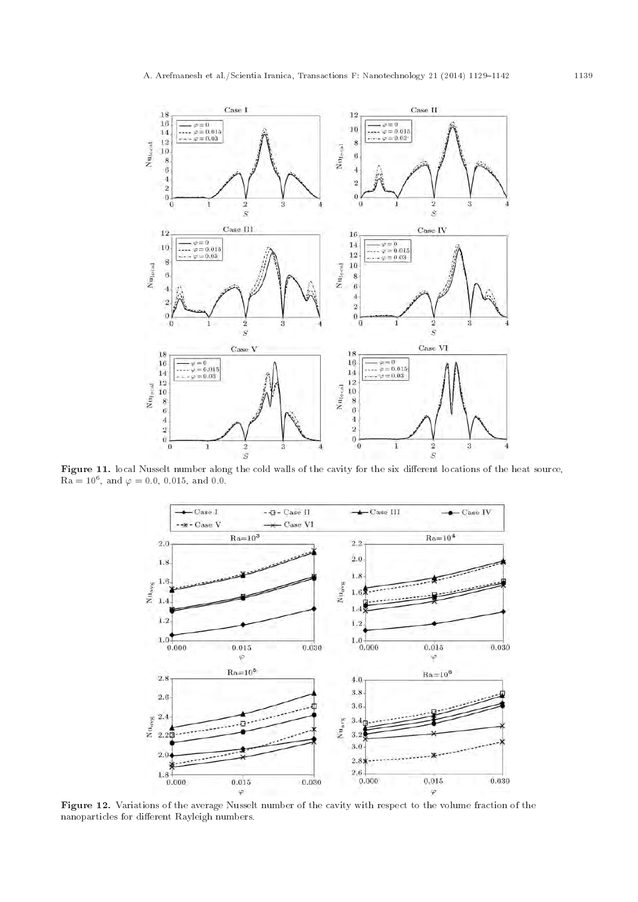**Figure 11.** local Nusselt number along the cold walls of the cavity for the six different locations of the heat source, $\mathrm{Ra} = 10^6$, and $\varphi = 0.0$, 0.015, and 0.0.

**Figure 12.** Variations of the average Nusselt number of the cavity with respect to the volume fraction of the nanoparticles for different Rayleigh numbers.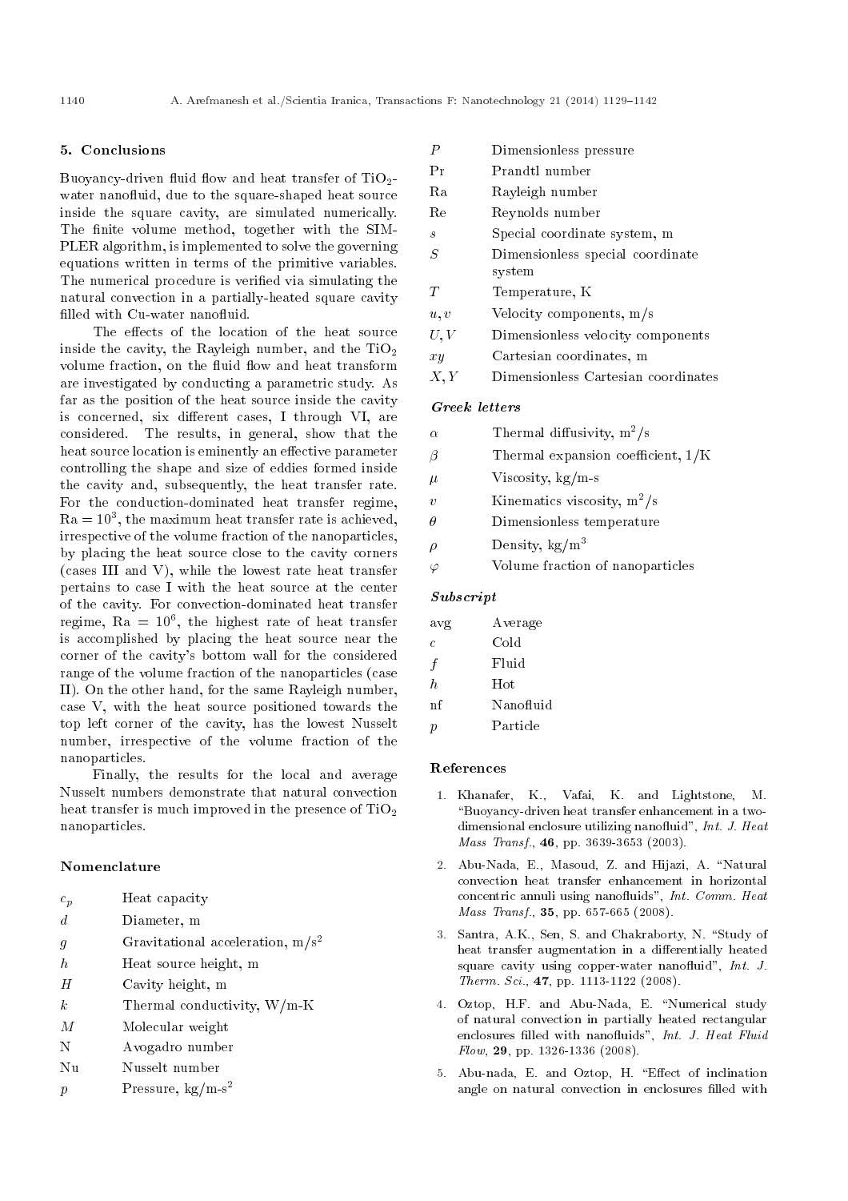## 5. Conclusions

Buoyancy-driven fluid flow and heat transfer of $TiO_2$-water nanofluid, due to the square-shaped heat source inside the square cavity, are simulated numerically. The finite volume method, together with the SIMPLER algorithm, is implemented to solve the governing equations written in terms of the primitive variables. The numerical procedure is verified via simulating the natural convection in a partially-heated square cavity filled with Cu-water nanofluid.

The effects of the location of the heat source inside the cavity, the Rayleigh number, and the $TiO_2$ volume fraction, on the fluid flow and heat transform are investigated by conducting a parametric study. As far as the position of the heat source inside the cavity is concerned, six different cases, I through VI, are considered. The results, in general, show that the heat source location is eminently an effective parameter controlling the shape and size of eddies formed inside the cavity and, subsequently, the heat transfer rate. For the conduction-dominated heat transfer regime, $\mathrm{Ra} = 10^3$, the maximum heat transfer rate is achieved, irrespective of the volume fraction of the nanoparticles, by placing the heat source close to the cavity corners (cases III and V), while the lowest rate heat transfer pertains to case I with the heat source at the center of the cavity. For convection-dominated heat transfer regime, $\mathrm{Ra} = 10^6$, the highest rate of heat transfer is accomplished by placing the heat source near the corner of the cavity's bottom wall for the considered range of the volume fraction of the nanoparticles (case II). On the other hand, for the same Rayleigh number, case V, with the heat source positioned towards the top left corner of the cavity, has the lowest Nusselt number, irrespective of the volume fraction of the nanoparticles.

Finally, the results for the local and average Nusselt numbers demonstrate that natural convection heat transfer is much improved in the presence of $TiO_2$ nanoparticles.

### Nomenclature

| | |
|---|---|
| $c_p$ | Heat capacity |
| $d$ | Diameter, m |
| $g$ | Gravitational acceleration, m/s$^2$ |
| $h$ | Heat source height, m |
| $H$ | Cavity height, m |
| $k$ | Thermal conductivity, W/m-K |
| $M$ | Molecular weight |
| N | Avogadro number |
| Nu | Nusselt number |
| $p$ | Pressure, kg/m-s$^2$ |
| $P$ | Dimensionless pressure |
| Pr | Prandtl number |
| Ra | Rayleigh number |
| Re | Reynolds number |
| $s$ | Special coordinate system, m |
| $S$ | Dimensionless special coordinate system |
| $T$ | Temperature, K |
| $u, v$ | Velocity components, m/s |
| $U, V$ | Dimensionless velocity components |
| $xy$ | Cartesian coordinates, m |
| $X, Y$ | Dimensionless Cartesian coordinates |

#### *Greek letters*

| | |
|---|---|
| $\alpha$ | Thermal diffusivity, m$^2$/s |
| $\beta$ | Thermal expansion coefficient, 1/K |
| $\mu$ | Viscosity, kg/m-s |
| $v$ | Kinematics viscosity, m$^2$/s |
| $\theta$ | Dimensionless temperature |
| $\rho$ | Density, kg/m$^3$ |
| $\varphi$ | Volume fraction of nanoparticles |

#### *Subscript*

| | |
|---|---|
| avg | Average |
| $c$ | Cold |
| $f$ | Fluid |
| $h$ | Hot |
| nf | Nanofluid |
| $p$ | Particle |

### References

1. Khanafer, K., Vafai, K. and Lightstone, M. "Buoyancy-driven heat transfer enhancement in a two-dimensional enclosure utilizing nanofluid", *Int. J. Heat Mass Transf.*, **46**, pp. 3639-3653 (2003).
2. Abu-Nada, E., Masoud, Z. and Hijazi, A. "Natural convection heat transfer enhancement in horizontal concentric annuli using nanofluids", *Int. Comm. Heat Mass Transf.*, **35**, pp. 657-665 (2008).
3. Santra, A.K., Sen, S. and Chakraborty, N. "Study of heat transfer augmentation in a differentially heated square cavity using copper-water nanofluid", *Int. J. Therm. Sci.*, **47**, pp. 1113-1122 (2008).
4. Oztop, H.F. and Abu-Nada, E. "Numerical study of natural convection in partially heated rectangular enclosures filled with nanofluids", *Int. J. Heat Fluid Flow*, **29**, pp. 1326-1336 (2008).
5. Abu-nada, E. and Oztop, H. "Effect of inclination angle on natural convection in enclosures filled with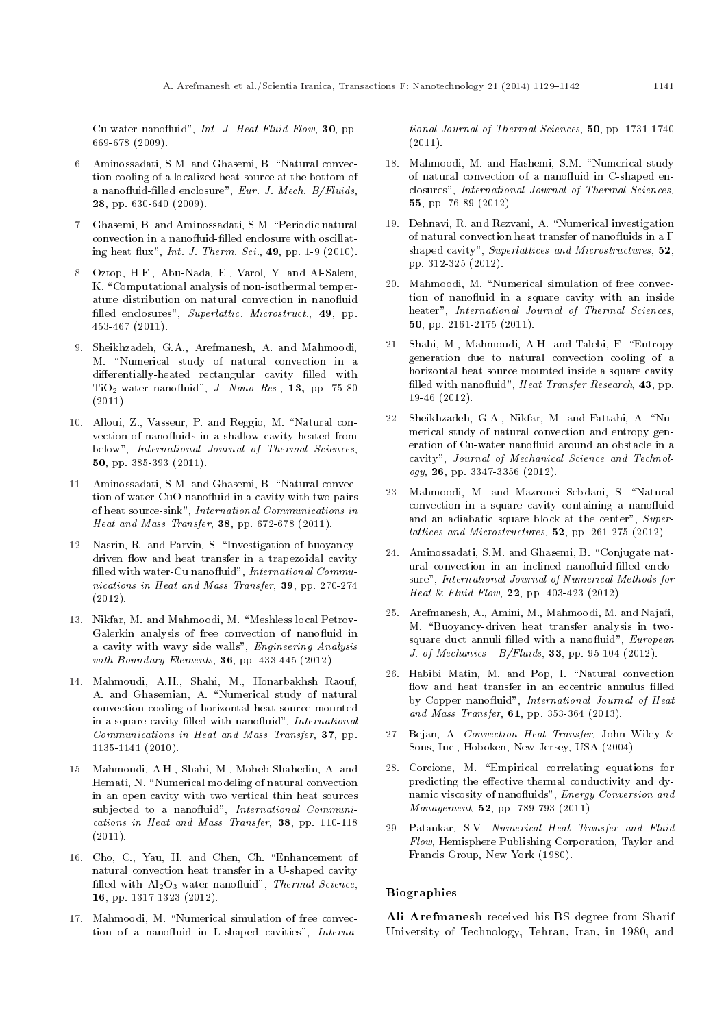Cu-water nanofluid", *Int. J. Heat Fluid Flow*, **30**, pp. 669-678 (2009).

6. Aminossadati, S.M. and Ghasemi, B. "Natural convection cooling of a localized heat source at the bottom of a nanofluid-filled enclosure", *Eur. J. Mech. B/Fluids*, **28**, pp. 630-640 (2009).

7. Ghasemi, B. and Aminossadati, S.M. "Periodic natural convection in a nanofluid-filled enclosure with oscillating heat flux", *Int. J. Therm. Sci.*, **49**, pp. 1-9 (2010).

8. Oztop, H.F., Abu-Nada, E., Varol, Y. and Al-Salem, K. "Computational analysis of non-isothermal temperature distribution on natural convection in nanofluid filled enclosures", *Superlattic. Microstruct.*, **49**, pp. 453-467 (2011).

9. Sheikhzadeh, G.A., Arefmanesh, A. and Mahmoodi, M. "Numerical study of natural convection in a differentially-heated rectangular cavity filled with $TiO_2$-water nanofluid", *J. Nano Res.*, **13,** pp. 75-80 (2011).

10. Alloui, Z., Vasseur, P. and Reggio, M. "Natural convection of nanofluids in a shallow cavity heated from below", *International Journal of Thermal Sciences*, **50**, pp. 385-393 (2011).

11. Aminossadati, S.M. and Ghasemi, B. "Natural convection of water-CuO nanofluid in a cavity with two pairs of heat source-sink", *International Communications in Heat and Mass Transfer*, **38**, pp. 672-678 (2011).

12. Nasrin, R. and Parvin, S. "Investigation of buoyancy-driven flow and heat transfer in a trapezoidal cavity filled with water-Cu nanofluid", *International Communications in Heat and Mass Transfer*, **39**, pp. 270-274 (2012).

13. Nikfar, M. and Mahmoodi, M. "Meshless local Petrov-Galerkin analysis of free convection of nanofluid in a cavity with wavy side walls", *Engineering Analysis with Boundary Elements*, **36**, pp. 433-445 (2012).

14. Mahmoudi, A.H., Shahi, M., Honarbakhsh Raouf, A. and Ghasemian, A. "Numerical study of natural convection cooling of horizontal heat source mounted in a square cavity filled with nanofluid", *International Communications in Heat and Mass Transfer*, **37**, pp. 1135-1141 (2010).

15. Mahmoudi, A.H., Shahi, M., Moheb Shahedin, A. and Hemati, N. "Numerical modeling of natural convection in an open cavity with two vertical thin heat sources subjected to a nanofluid", *International Communications in Heat and Mass Transfer*, **38**, pp. 110-118 (2011).

16. Cho, C., Yau, H. and Chen, Ch. "Enhancement of natural convection heat transfer in a U-shaped cavity filled with $Al_2O_3$-water nanofluid", *Thermal Science*, **16**, pp. 1317-1323 (2012).

17. Mahmoodi, M. "Numerical simulation of free convection of a nanofluid in L-shaped cavities", *International Journal of Thermal Sciences*, **50**, pp. 1731-1740 (2011).

18. Mahmoodi, M. and Hashemi, S.M. "Numerical study of natural convection of a nanofluid in C-shaped enclosures", *International Journal of Thermal Sciences*, **55**, pp. 76-89 (2012).

19. Dehnavi, R. and Rezvani, A. "Numerical investigation of natural convection heat transfer of nanofluids in a Γ shaped cavity", *Superlattices and Microstructures*, **52**, pp. 312-325 (2012).

20. Mahmoodi, M. "Numerical simulation of free convection of nanofluid in a square cavity with an inside heater", *International Journal of Thermal Sciences*, **50**, pp. 2161-2175 (2011).

21. Shahi, M., Mahmoudi, A.H. and Talebi, F. "Entropy generation due to natural convection cooling of a horizontal heat source mounted inside a square cavity filled with nanofluid", *Heat Transfer Research*, **43**, pp. 19-46 (2012).

22. Sheikhzadeh, G.A., Nikfar, M. and Fattahi, A. "Numerical study of natural convection and entropy generation of Cu-water nanofluid around an obstacle in a cavity", *Journal of Mechanical Science and Technology*, **26**, pp. 3347-3356 (2012).

23. Mahmoodi, M. and Mazrouei Sebdani, S. "Natural convection in a square cavity containing a nanofluid and an adiabatic square block at the center", *Superlattices and Microstructures*, **52**, pp. 261-275 (2012).

24. Aminossadati, S.M. and Ghasemi, B. "Conjugate natural convection in an inclined nanofluid-filled enclosure", *International Journal of Numerical Methods for Heat & Fluid Flow*, **22**, pp. 403-423 (2012).

25. Arefmanesh, A., Amini, M., Mahmoodi, M. and Najafi, M. "Buoyancy-driven heat transfer analysis in two-square duct annuli filled with a nanofluid", *European J. of Mechanics - B/Fluids*, **33**, pp. 95-104 (2012).

26. Habibi Matin, M. and Pop, I. "Natural convection flow and heat transfer in an eccentric annulus filled by Copper nanofluid", *International Journal of Heat and Mass Transfer*, **61**, pp. 353-364 (2013).

27. Bejan, A. *Convection Heat Transfer*, John Wiley & Sons, Inc., Hoboken, New Jersey, USA (2004).

28. Corcione, M. "Empirical correlating equations for predicting the effective thermal conductivity and dynamic viscosity of nanofluids", *Energy Conversion and Management*, **52**, pp. 789-793 (2011).

29. Patankar, S.V. *Numerical Heat Transfer and Fluid Flow*, Hemisphere Publishing Corporation, Taylor and Francis Group, New York (1980).

## Biographies

**Ali Arefmanesh** received his BS degree from Sharif University of Technology, Tehran, Iran, in 1980, and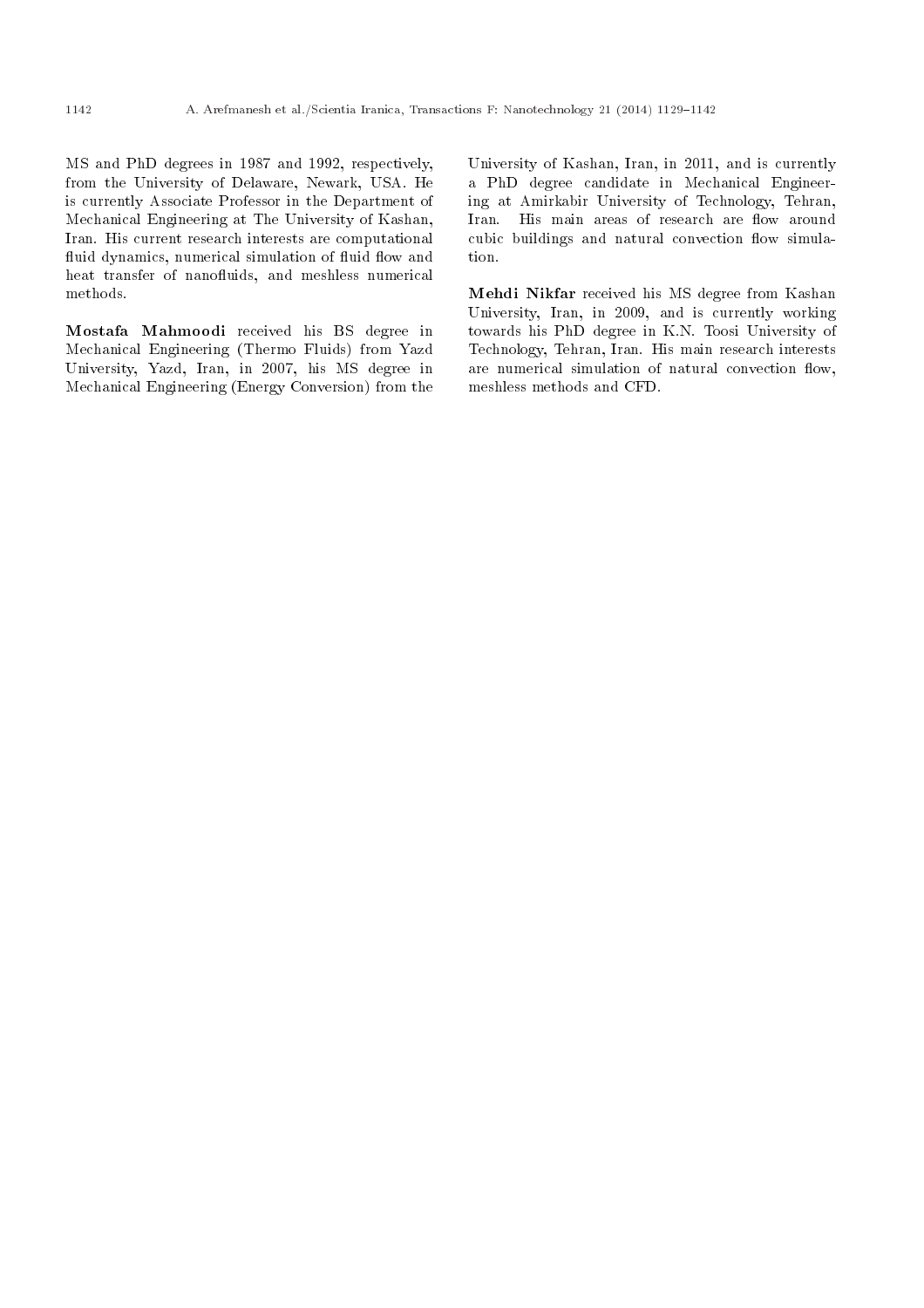MS and PhD degrees in 1987 and 1992, respectively, from the University of Delaware, Newark, USA. He is currently Associate Professor in the Department of Mechanical Engineering at The University of Kashan, Iran. His current research interests are computational fluid dynamics, numerical simulation of fluid flow and heat transfer of nanofluids, and meshless numerical methods.

**Mostafa Mahmoodi** received his BS degree in Mechanical Engineering (Thermo Fluids) from Yazd University, Yazd, Iran, in 2007, his MS degree in Mechanical Engineering (Energy Conversion) from the University of Kashan, Iran, in 2011, and is currently a PhD degree candidate in Mechanical Engineering at Amirkabir University of Technology, Tehran, Iran. His main areas of research are flow around cubic buildings and natural convection flow simulation.

**Mehdi Nikfar** received his MS degree from Kashan University, Iran, in 2009, and is currently working towards his PhD degree in K.N. Toosi University of Technology, Tehran, Iran. His main research interests are numerical simulation of natural convection flow, meshless methods and CFD.